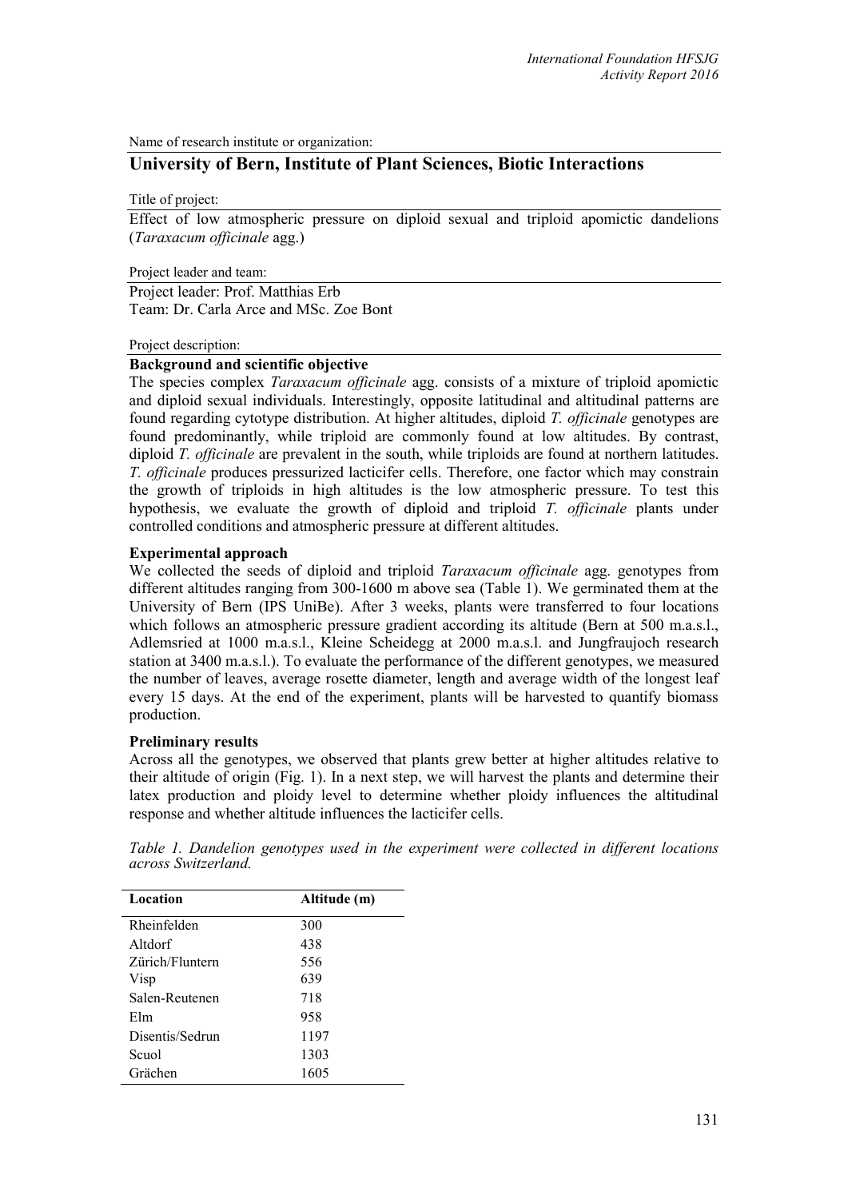Name of research institute or organization:

## University of Bern, Institute of Plant Sciences, Biotic Interactions

Title of project:

Effect of low atmospheric pressure on diploid sexual and triploid apomictic dandelions (*Taraxacum officinale* agg.)

Project leader and team:

Project leader: Prof. Matthias Erb
Team: Dr. Carla Arce and MSc. Zoe Bont

Project description:

### Background and scientific objective

The species complex *Taraxacum officinale* agg. consists of a mixture of triploid apomictic and diploid sexual individuals. Interestingly, opposite latitudinal and altitudinal patterns are found regarding cytotype distribution. At higher altitudes, diploid *T. officinale* genotypes are found predominantly, while triploid are commonly found at low altitudes. By contrast, diploid *T. officinale* are prevalent in the south, while triploids are found at northern latitudes. *T. officinale* produces pressurized lacticifer cells. Therefore, one factor which may constrain the growth of triploids in high altitudes is the low atmospheric pressure. To test this hypothesis, we evaluate the growth of diploid and triploid *T. officinale* plants under controlled conditions and atmospheric pressure at different altitudes.

### Experimental approach

We collected the seeds of diploid and triploid *Taraxacum officinale* agg. genotypes from different altitudes ranging from 300-1600 m above sea (Table 1). We germinated them at the University of Bern (IPS UniBe). After 3 weeks, plants were transferred to four locations which follows an atmospheric pressure gradient according its altitude (Bern at 500 m.a.s.l., Adlemsried at 1000 m.a.s.l., Kleine Scheidegg at 2000 m.a.s.l. and Jungfraujoch research station at 3400 m.a.s.l.). To evaluate the performance of the different genotypes, we measured the number of leaves, average rosette diameter, length and average width of the longest leaf every 15 days. At the end of the experiment, plants will be harvested to quantify biomass production.

### Preliminary results

Across all the genotypes, we observed that plants grew better at higher altitudes relative to their altitude of origin (Fig. 1). In a next step, we will harvest the plants and determine their latex production and ploidy level to determine whether ploidy influences the altitudinal response and whether altitude influences the lacticifer cells.

*Table 1. Dandelion genotypes used in the experiment were collected in different locations across Switzerland.*

| Location | Altitude (m) |
|---|---|
| Rheinfelden | 300 |
| Altdorf | 438 |
| Zürich/Fluntern | 556 |
| Visp | 639 |
| Salen-Reutenen | 718 |
| Elm | 958 |
| Disentis/Sedrun | 1197 |
| Scuol | 1303 |
| Grächen | 1605 |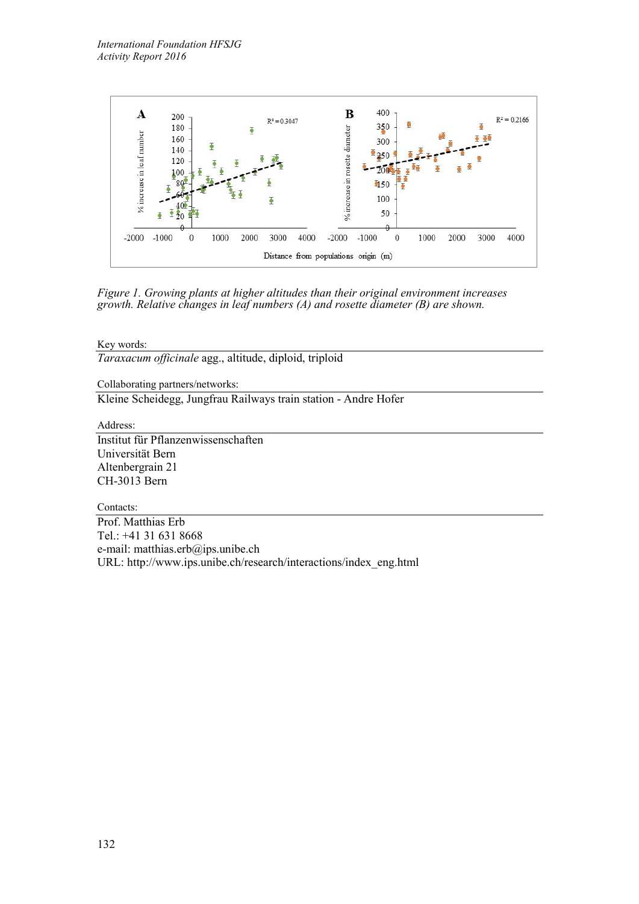A

% increase in leaf number

200
180
160
140
120
100
80
60
40
20
0

$R^2 = 0.3047$

-2000 -1000 0 1000 2000 3000 4000

B

% increase in rosette diameter

400
350
300
250
200
150
100
50
0

$R^2 = 0.2166$

-2000 -1000 0 1000 2000 3000 4000

Distance from populations origin (m)

*Figure 1. Growing plants at higher altitudes than their original environment increases growth. Relative changes in leaf numbers (A) and rosette diameter (B) are shown.*

Key words:

*Taraxacum officinale* agg., altitude, diploid, triploid

Collaborating partners/networks:

Kleine Scheidegg, Jungfrau Railways train station - Andre Hofer

Address:

Institut für Pflanzenwissenschaften
Universität Bern
Altenbergrain 21
CH-3013 Bern

Contacts:

Prof. Matthias Erb
Tel.: +41 31 631 8668
e-mail: matthias.erb@ips.unibe.ch
URL: http://www.ips.unibe.ch/research/interactions/index_eng.html